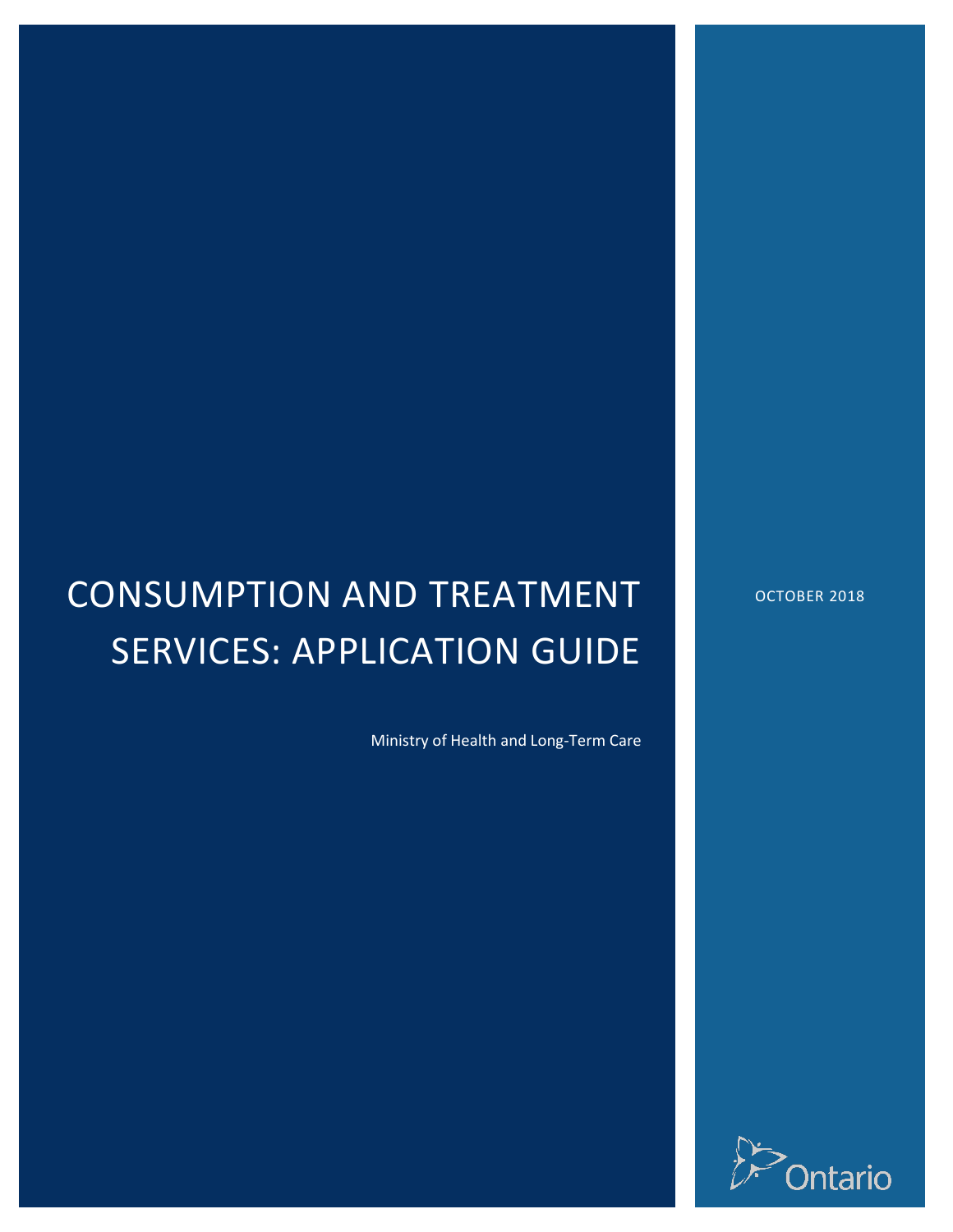# CONSUMPTION AND TREATMENT SERVICES: APPLICATION GUIDE

OCTOBER 2018

Ministry of Health and Long-Term Care

Ontario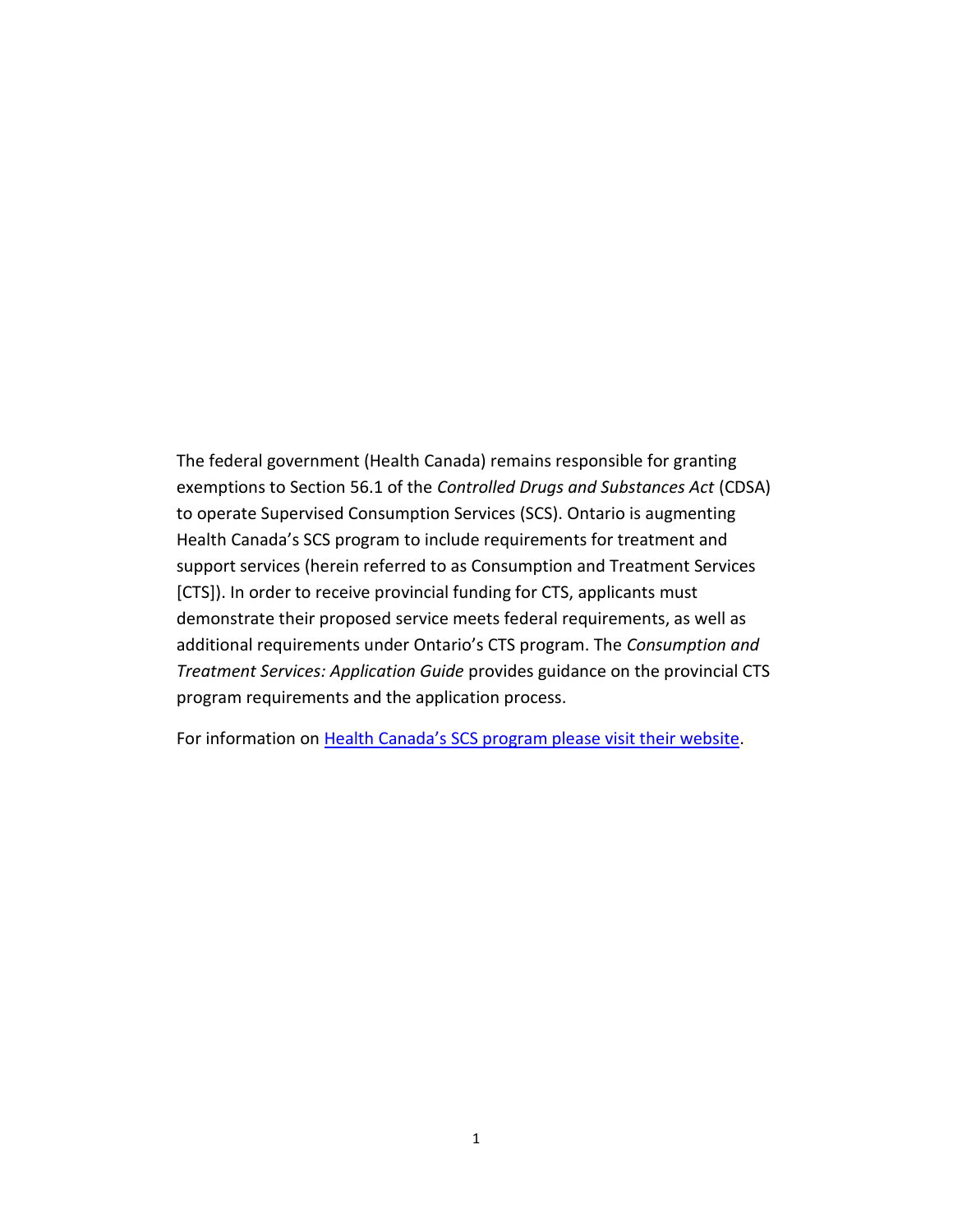The federal government (Health Canada) remains responsible for granting exemptions to Section 56.1 of the *Controlled Drugs and Substances Act* (CDSA) to operate Supervised Consumption Services (SCS). Ontario is augmenting Health Canada's SCS program to include requirements for treatment and support services (herein referred to as Consumption and Treatment Services [CTS]). In order to receive provincial funding for CTS, applicants must demonstrate their proposed service meets federal requirements, as well as additional requirements under Ontario's CTS program. The *Consumption and Treatment Services: Application Guide* provides guidance on the provincial CTS program requirements and the application process.

For information on Health Canada's SCS program please visit their website.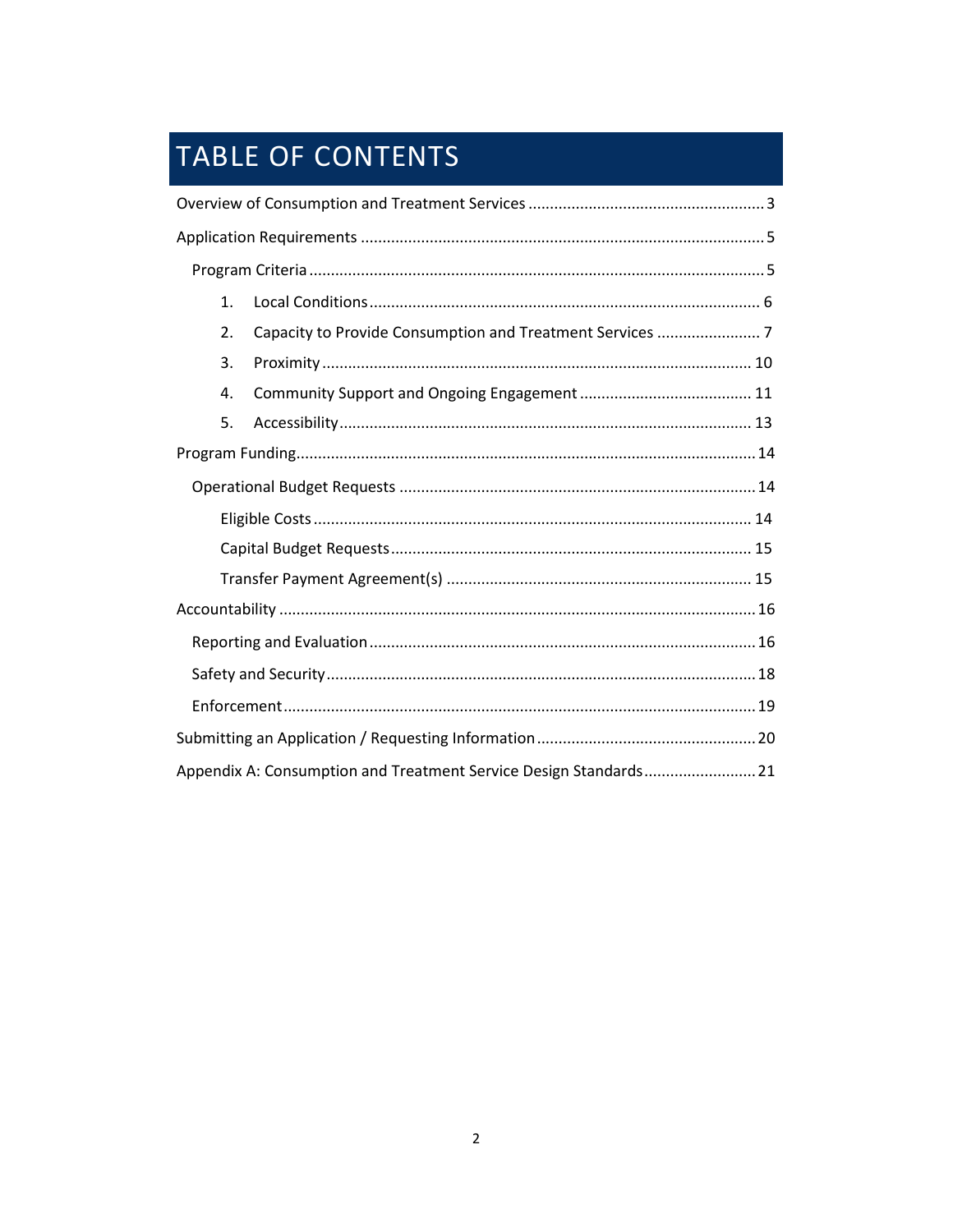# TABLE OF CONTENTS

- Overview of Consumption and Treatment Services ........ 3
- Application Requirements ........ 5
  - Program Criteria ........ 5
    1. Local Conditions ........ 6
    2. Capacity to Provide Consumption and Treatment Services ........ 7
    3. Proximity ........ 10
    4. Community Support and Ongoing Engagement ........ 11
    5. Accessibility ........ 13
- Program Funding ........ 14
  - Operational Budget Requests ........ 14
    - Eligible Costs ........ 14
    - Capital Budget Requests ........ 15
    - Transfer Payment Agreement(s) ........ 15
- Accountability ........ 16
  - Reporting and Evaluation ........ 16
  - Safety and Security ........ 18
  - Enforcement ........ 19
- Submitting an Application / Requesting Information ........ 20
- Appendix A: Consumption and Treatment Service Design Standards ........ 21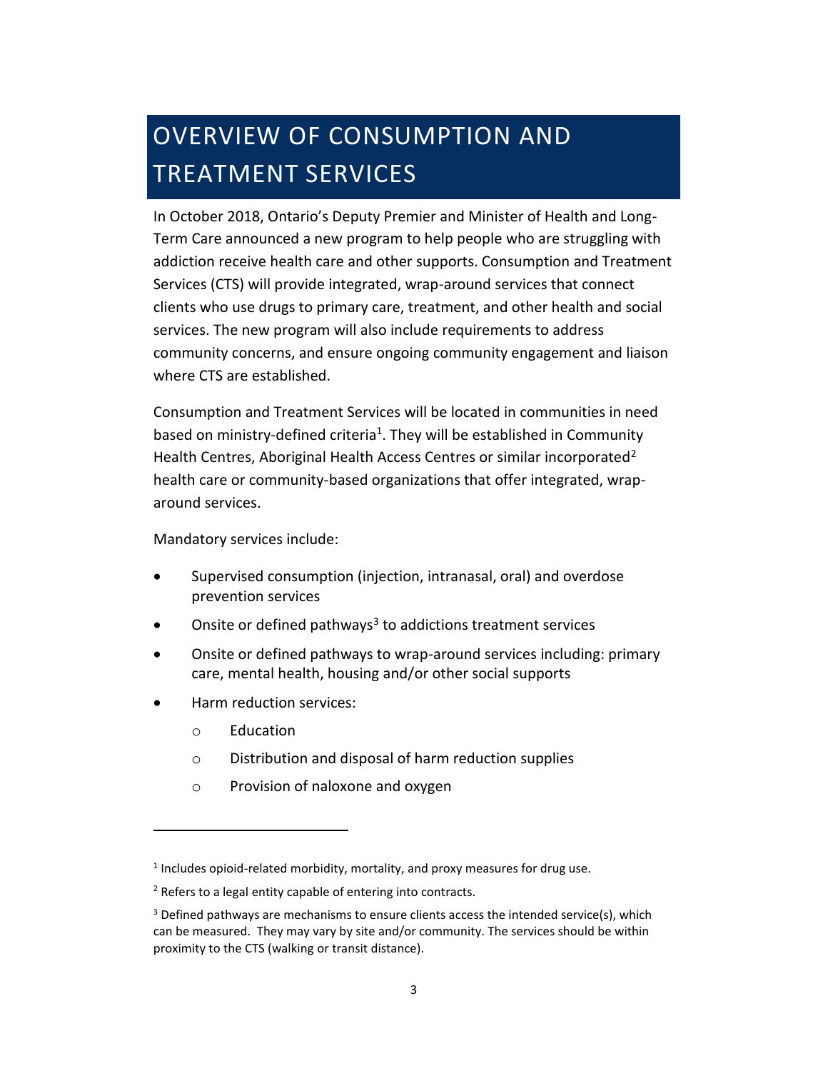# OVERVIEW OF CONSUMPTION AND TREATMENT SERVICES

In October 2018, Ontario's Deputy Premier and Minister of Health and Long-Term Care announced a new program to help people who are struggling with addiction receive health care and other supports. Consumption and Treatment Services (CTS) will provide integrated, wrap-around services that connect clients who use drugs to primary care, treatment, and other health and social services. The new program will also include requirements to address community concerns, and ensure ongoing community engagement and liaison where CTS are established.

Consumption and Treatment Services will be located in communities in need based on ministry-defined criteria[1]. They will be established in Community Health Centres, Aboriginal Health Access Centres or similar incorporated[2] health care or community-based organizations that offer integrated, wrap-around services.

Mandatory services include:

- Supervised consumption (injection, intranasal, oral) and overdose prevention services
- Onsite or defined pathways[3] to addictions treatment services
- Onsite or defined pathways to wrap-around services including: primary care, mental health, housing and/or other social supports
- Harm reduction services:
  - Education
  - Distribution and disposal of harm reduction supplies
  - Provision of naloxone and oxygen

---

[1] Includes opioid-related morbidity, mortality, and proxy measures for drug use.

[2] Refers to a legal entity capable of entering into contracts.

[3] Defined pathways are mechanisms to ensure clients access the intended service(s), which can be measured. They may vary by site and/or community. The services should be within proximity to the CTS (walking or transit distance).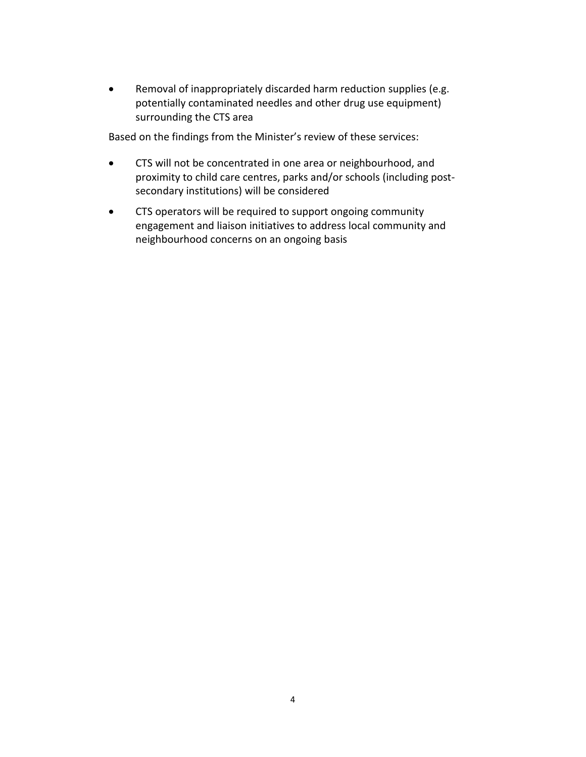- Removal of inappropriately discarded harm reduction supplies (e.g. potentially contaminated needles and other drug use equipment) surrounding the CTS area

Based on the findings from the Minister's review of these services:

- CTS will not be concentrated in one area or neighbourhood, and proximity to child care centres, parks and/or schools (including post-secondary institutions) will be considered
- CTS operators will be required to support ongoing community engagement and liaison initiatives to address local community and neighbourhood concerns on an ongoing basis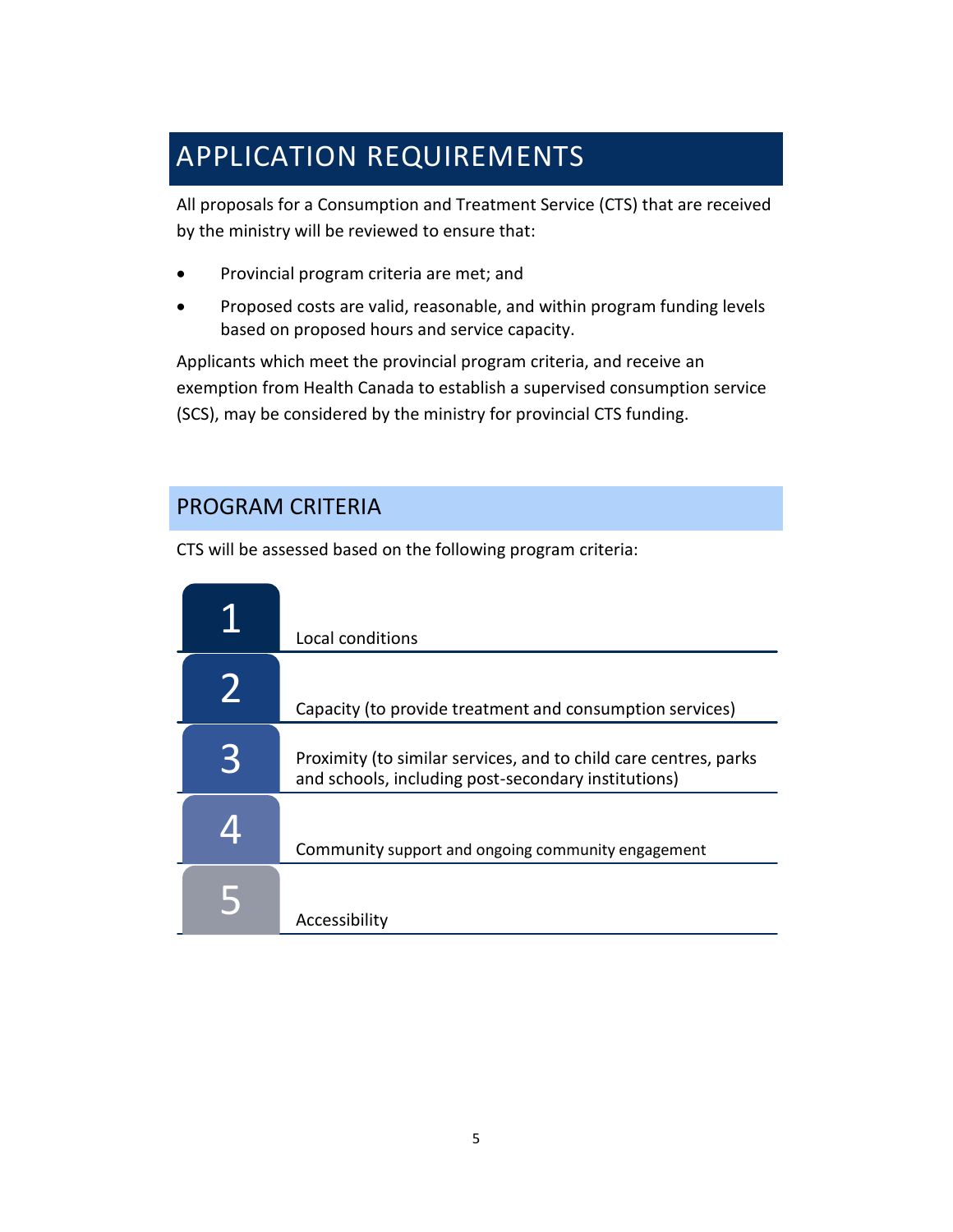# APPLICATION REQUIREMENTS

All proposals for a Consumption and Treatment Service (CTS) that are received by the ministry will be reviewed to ensure that:

- Provincial program criteria are met; and
- Proposed costs are valid, reasonable, and within program funding levels based on proposed hours and service capacity.

Applicants which meet the provincial program criteria, and receive an exemption from Health Canada to establish a supervised consumption service (SCS), may be considered by the ministry for provincial CTS funding.

## PROGRAM CRITERIA

CTS will be assessed based on the following program criteria:

1. Local conditions
2. Capacity (to provide treatment and consumption services)
3. Proximity (to similar services, and to child care centres, parks and schools, including post-secondary institutions)
4. Community support and ongoing community engagement
5. Accessibility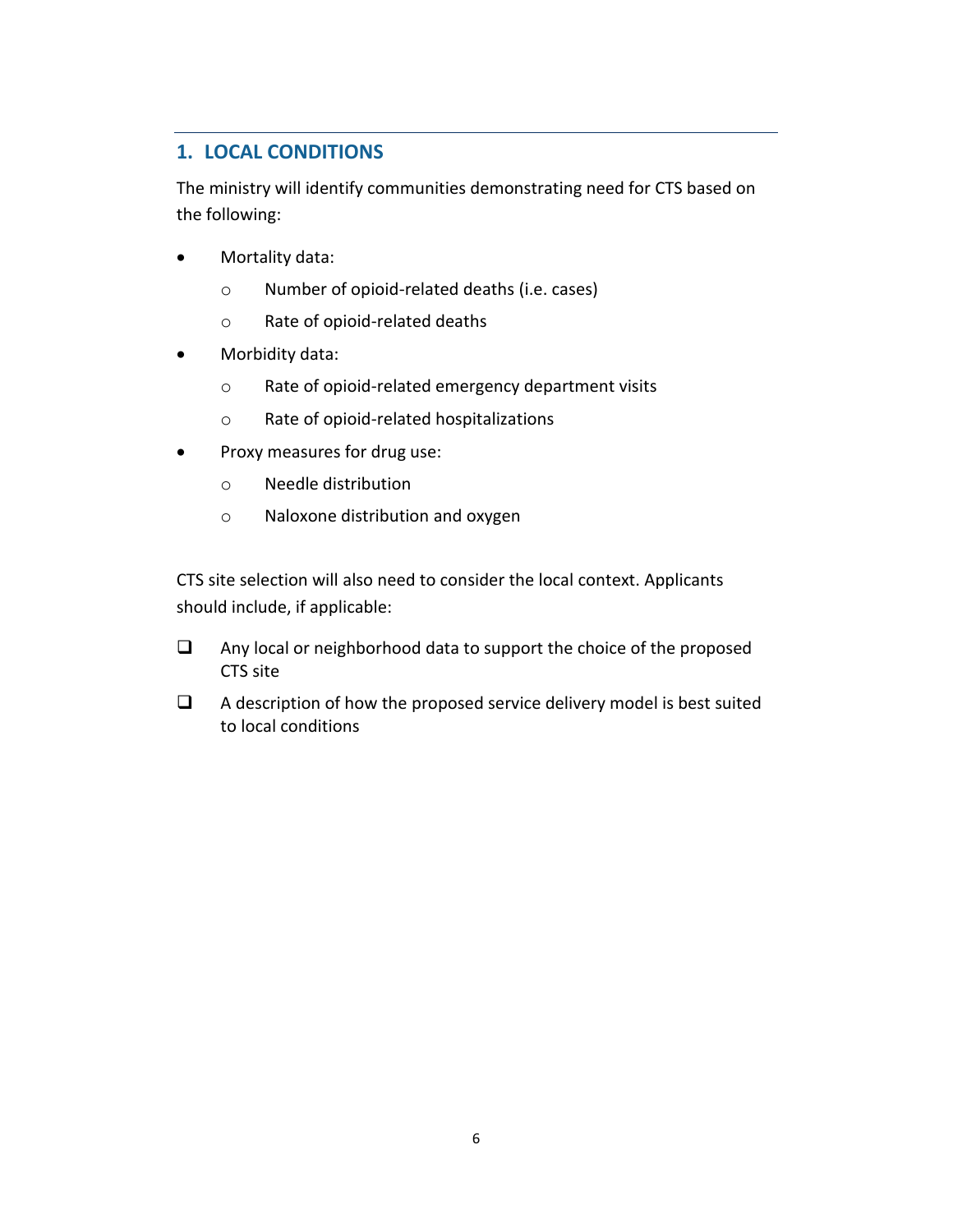## 1. LOCAL CONDITIONS

The ministry will identify communities demonstrating need for CTS based on the following:

- Mortality data:
  - Number of opioid-related deaths (i.e. cases)
  - Rate of opioid-related deaths
- Morbidity data:
  - Rate of opioid-related emergency department visits
  - Rate of opioid-related hospitalizations
- Proxy measures for drug use:
  - Needle distribution
  - Naloxone distribution and oxygen

CTS site selection will also need to consider the local context. Applicants should include, if applicable:

- [ ] Any local or neighborhood data to support the choice of the proposed CTS site
- [ ] A description of how the proposed service delivery model is best suited to local conditions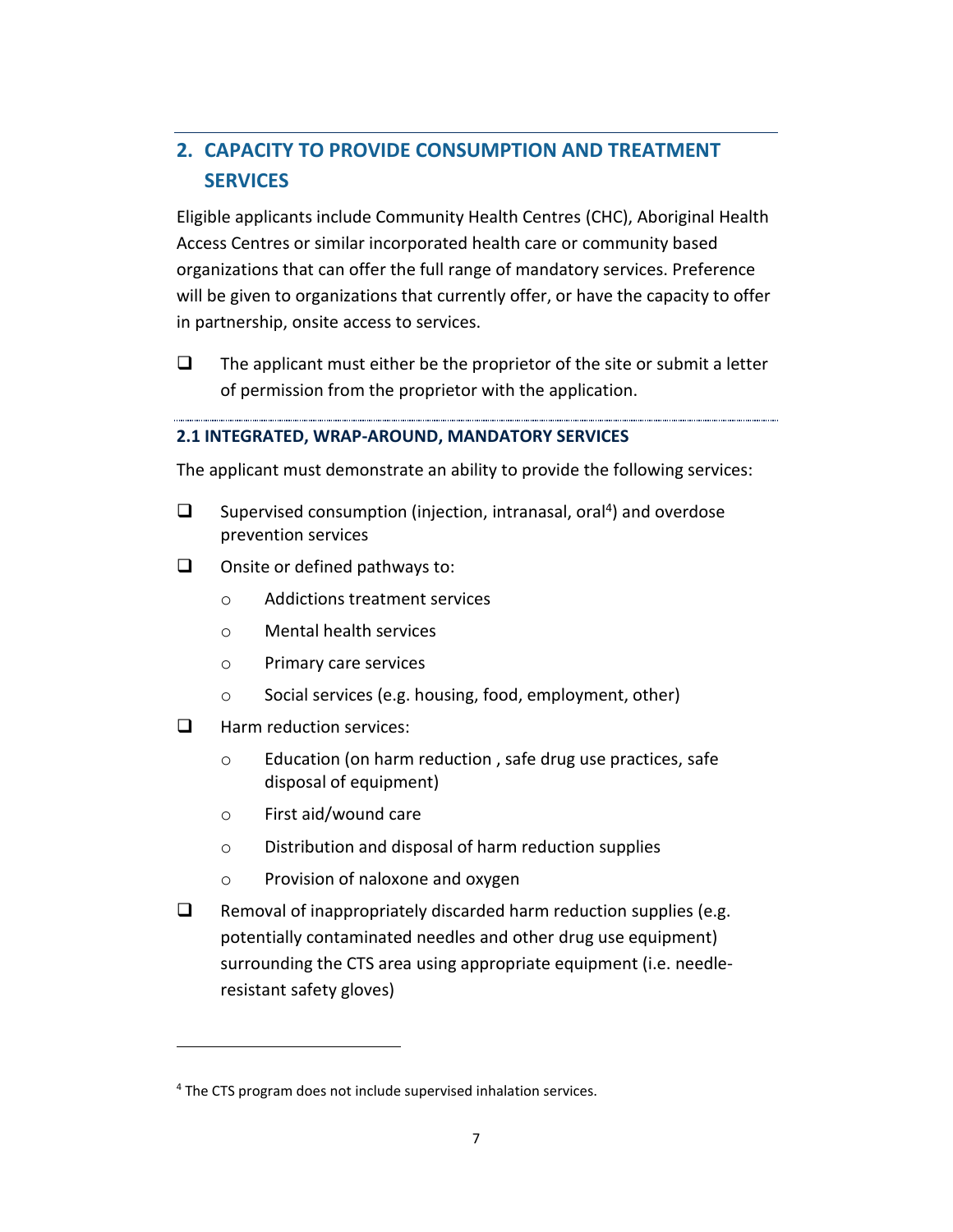## 2. CAPACITY TO PROVIDE CONSUMPTION AND TREATMENT SERVICES

Eligible applicants include Community Health Centres (CHC), Aboriginal Health Access Centres or similar incorporated health care or community based organizations that can offer the full range of mandatory services. Preference will be given to organizations that currently offer, or have the capacity to offer in partnership, onsite access to services.

- ☐ The applicant must either be the proprietor of the site or submit a letter of permission from the proprietor with the application.

### 2.1 INTEGRATED, WRAP-AROUND, MANDATORY SERVICES

The applicant must demonstrate an ability to provide the following services:

- ☐ Supervised consumption (injection, intranasal, oral[4]) and overdose prevention services
- ☐ Onsite or defined pathways to:
  - Addictions treatment services
  - Mental health services
  - Primary care services
  - Social services (e.g. housing, food, employment, other)
- ☐ Harm reduction services:
  - Education (on harm reduction , safe drug use practices, safe disposal of equipment)
  - First aid/wound care
  - Distribution and disposal of harm reduction supplies
  - Provision of naloxone and oxygen
- ☐ Removal of inappropriately discarded harm reduction supplies (e.g. potentially contaminated needles and other drug use equipment) surrounding the CTS area using appropriate equipment (i.e. needle-resistant safety gloves)

---

[4] The CTS program does not include supervised inhalation services.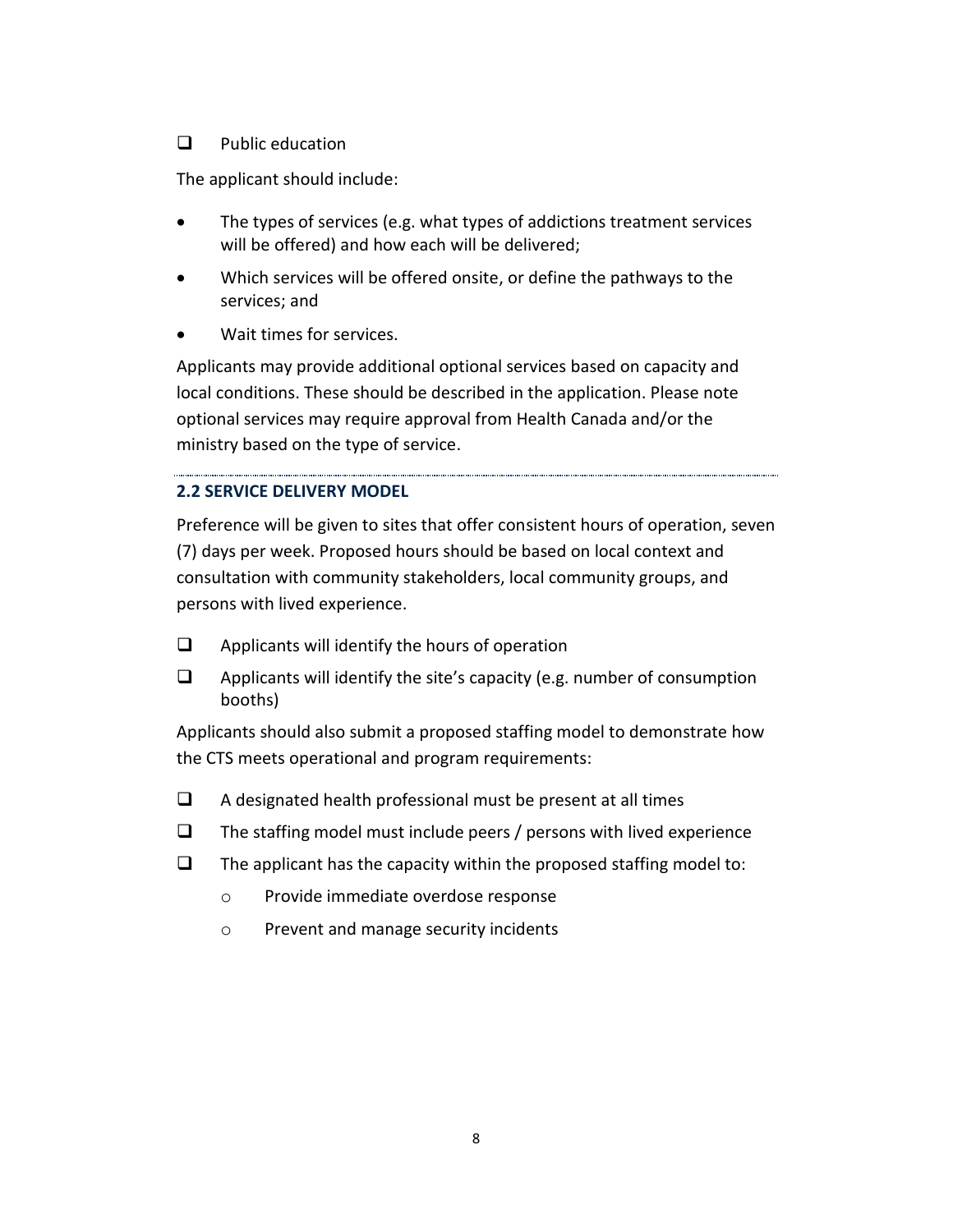- [ ] Public education

The applicant should include:

- The types of services (e.g. what types of addictions treatment services will be offered) and how each will be delivered;
- Which services will be offered onsite, or define the pathways to the services; and
- Wait times for services.

Applicants may provide additional optional services based on capacity and local conditions. These should be described in the application. Please note optional services may require approval from Health Canada and/or the ministry based on the type of service.

---

### 2.2 SERVICE DELIVERY MODEL

Preference will be given to sites that offer consistent hours of operation, seven (7) days per week. Proposed hours should be based on local context and consultation with community stakeholders, local community groups, and persons with lived experience.

- [ ] Applicants will identify the hours of operation
- [ ] Applicants will identify the site's capacity (e.g. number of consumption booths)

Applicants should also submit a proposed staffing model to demonstrate how the CTS meets operational and program requirements:

- [ ] A designated health professional must be present at all times
- [ ] The staffing model must include peers / persons with lived experience
- [ ] The applicant has the capacity within the proposed staffing model to:
    - Provide immediate overdose response
    - Prevent and manage security incidents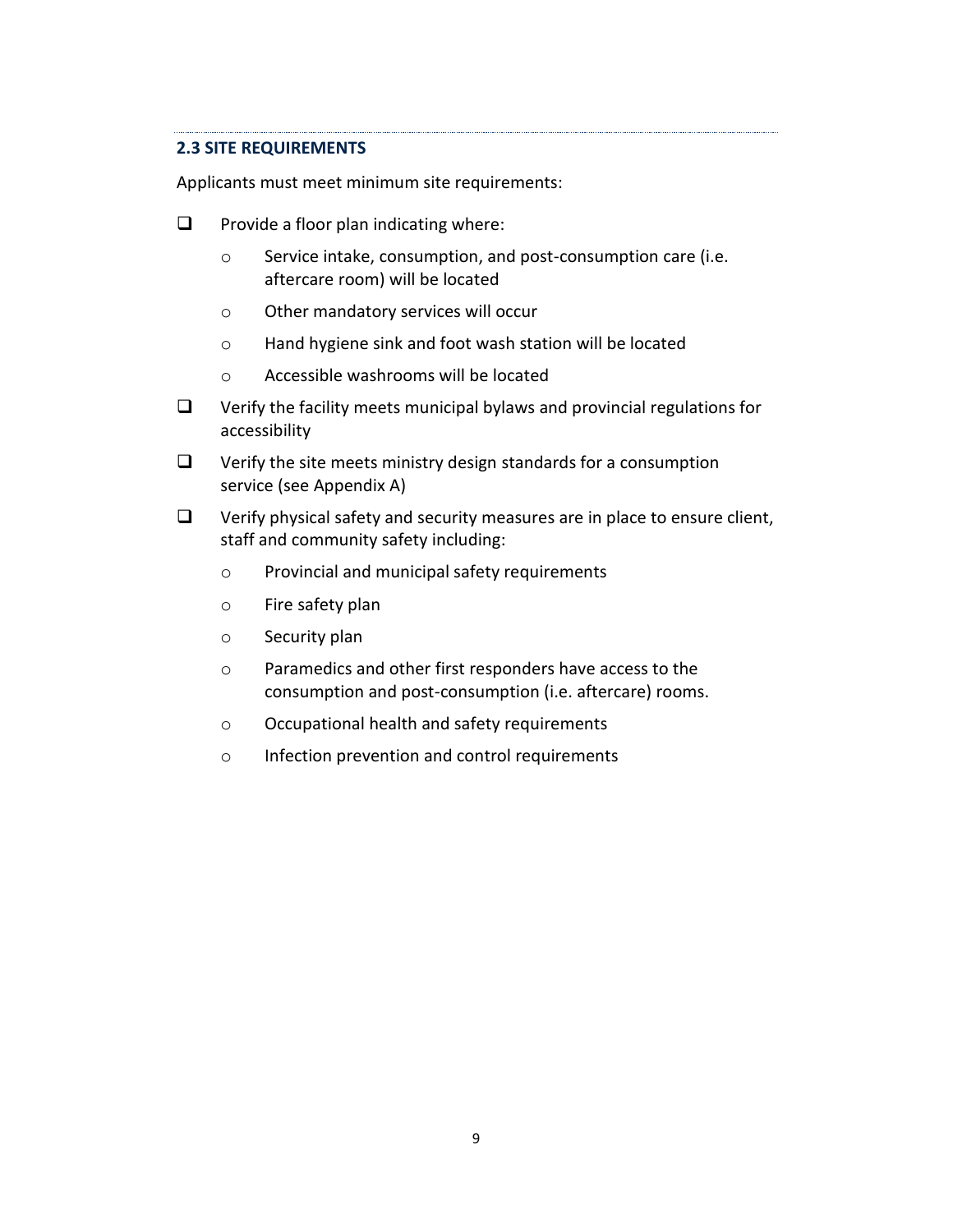### 2.3 SITE REQUIREMENTS

Applicants must meet minimum site requirements:

- [ ] Provide a floor plan indicating where:
  - Service intake, consumption, and post-consumption care (i.e. aftercare room) will be located
  - Other mandatory services will occur
  - Hand hygiene sink and foot wash station will be located
  - Accessible washrooms will be located
- [ ] Verify the facility meets municipal bylaws and provincial regulations for accessibility
- [ ] Verify the site meets ministry design standards for a consumption service (see Appendix A)
- [ ] Verify physical safety and security measures are in place to ensure client, staff and community safety including:
  - Provincial and municipal safety requirements
  - Fire safety plan
  - Security plan
  - Paramedics and other first responders have access to the consumption and post-consumption (i.e. aftercare) rooms.
  - Occupational health and safety requirements
  - Infection prevention and control requirements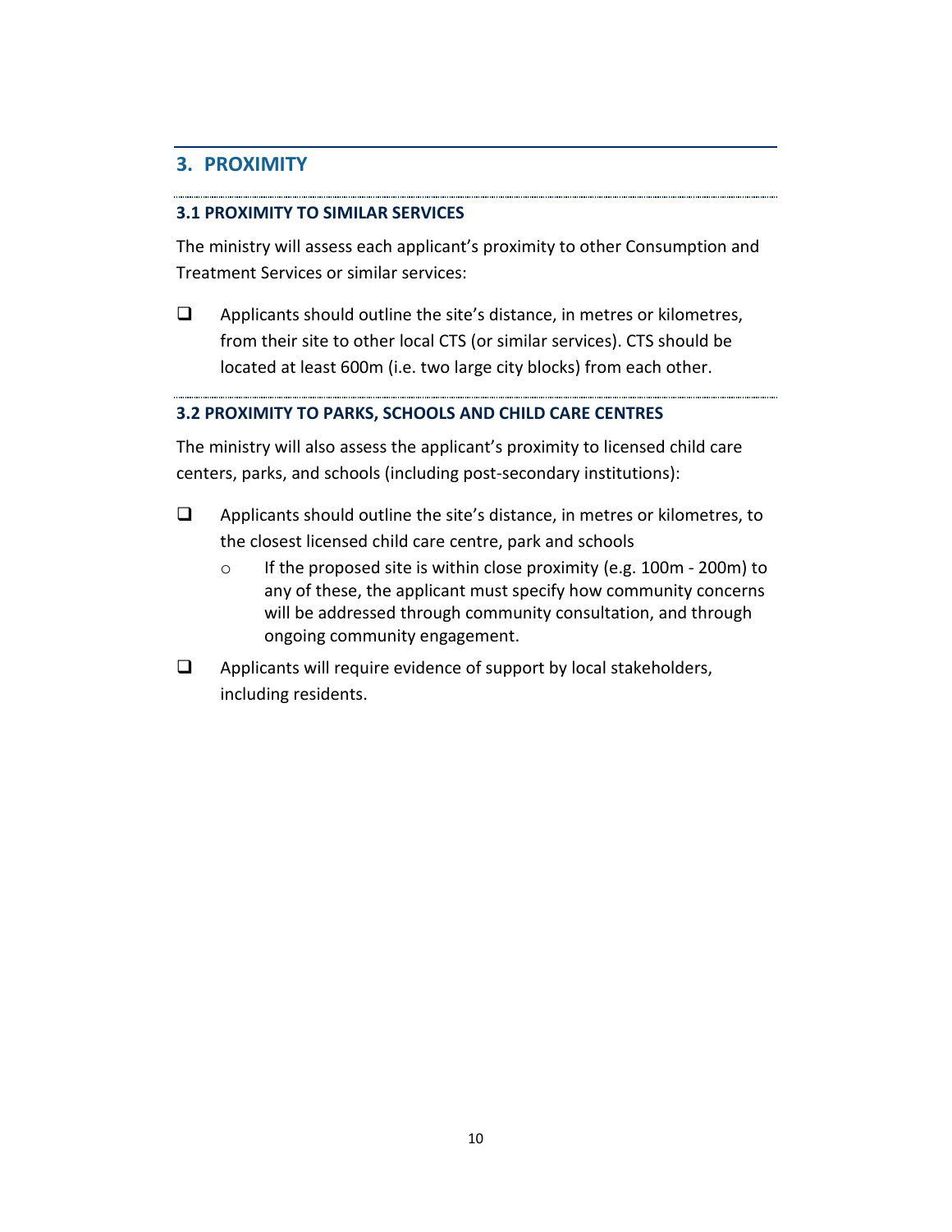## 3. PROXIMITY

### 3.1 PROXIMITY TO SIMILAR SERVICES

The ministry will assess each applicant's proximity to other Consumption and Treatment Services or similar services:

- [ ] Applicants should outline the site's distance, in metres or kilometres, from their site to other local CTS (or similar services). CTS should be located at least 600m (i.e. two large city blocks) from each other.

### 3.2 PROXIMITY TO PARKS, SCHOOLS AND CHILD CARE CENTRES

The ministry will also assess the applicant's proximity to licensed child care centers, parks, and schools (including post-secondary institutions):

- [ ] Applicants should outline the site's distance, in metres or kilometres, to the closest licensed child care centre, park and schools
  - If the proposed site is within close proximity (e.g. 100m - 200m) to any of these, the applicant must specify how community concerns will be addressed through community consultation, and through ongoing community engagement.
- [ ] Applicants will require evidence of support by local stakeholders, including residents.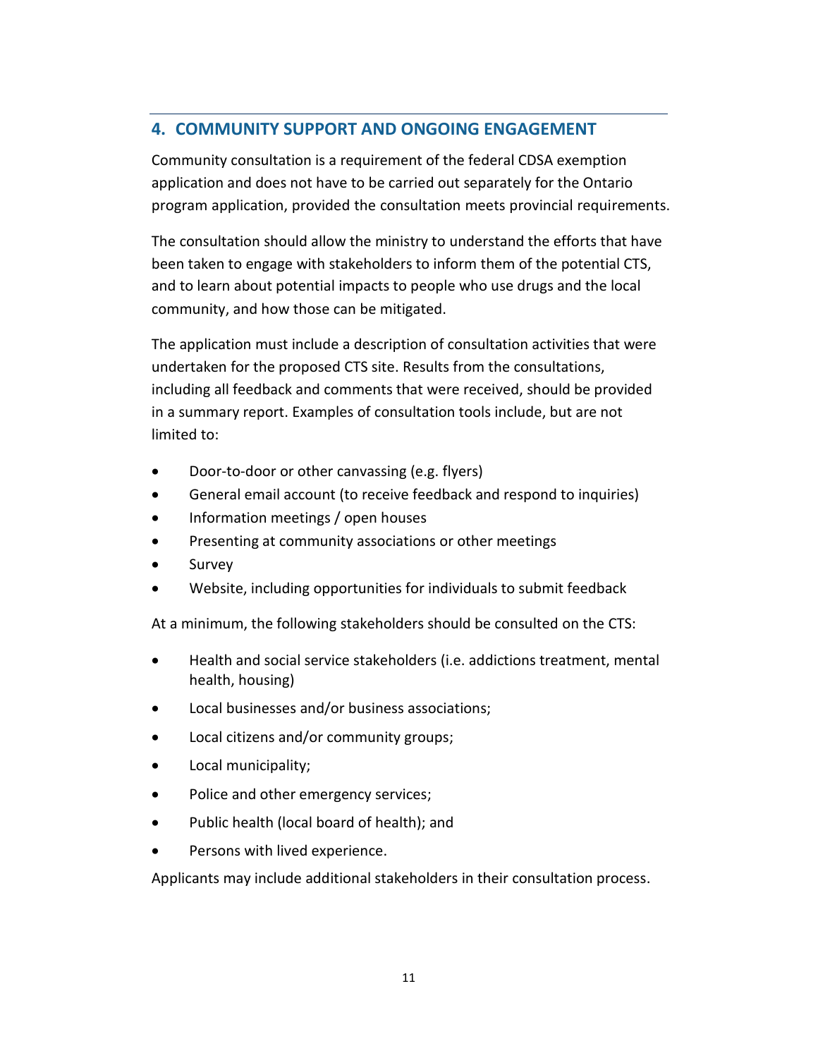## 4. COMMUNITY SUPPORT AND ONGOING ENGAGEMENT

Community consultation is a requirement of the federal CDSA exemption application and does not have to be carried out separately for the Ontario program application, provided the consultation meets provincial requirements.

The consultation should allow the ministry to understand the efforts that have been taken to engage with stakeholders to inform them of the potential CTS, and to learn about potential impacts to people who use drugs and the local community, and how those can be mitigated.

The application must include a description of consultation activities that were undertaken for the proposed CTS site. Results from the consultations, including all feedback and comments that were received, should be provided in a summary report. Examples of consultation tools include, but are not limited to:

- Door-to-door or other canvassing (e.g. flyers)
- General email account (to receive feedback and respond to inquiries)
- Information meetings / open houses
- Presenting at community associations or other meetings
- Survey
- Website, including opportunities for individuals to submit feedback

At a minimum, the following stakeholders should be consulted on the CTS:

- Health and social service stakeholders (i.e. addictions treatment, mental health, housing)
- Local businesses and/or business associations;
- Local citizens and/or community groups;
- Local municipality;
- Police and other emergency services;
- Public health (local board of health); and
- Persons with lived experience.

Applicants may include additional stakeholders in their consultation process.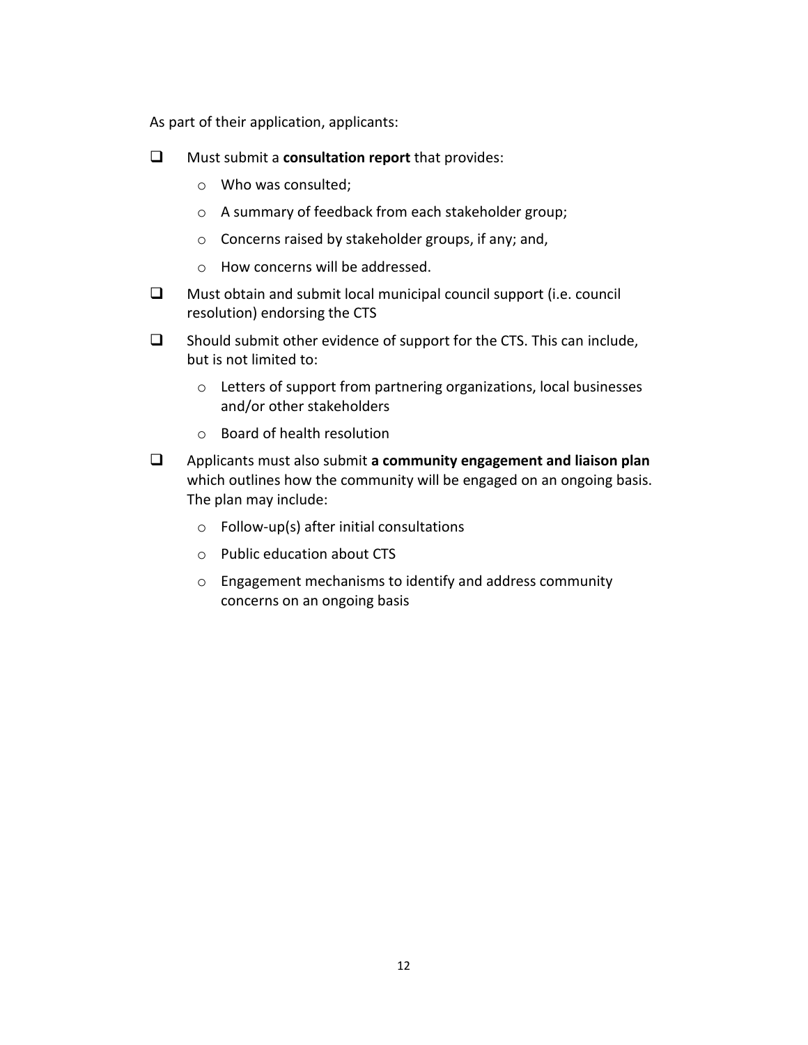As part of their application, applicants:

- [ ] Must submit a **consultation report** that provides:
    - Who was consulted;
    - A summary of feedback from each stakeholder group;
    - Concerns raised by stakeholder groups, if any; and,
    - How concerns will be addressed.
- [ ] Must obtain and submit local municipal council support (i.e. council resolution) endorsing the CTS
- [ ] Should submit other evidence of support for the CTS. This can include, but is not limited to:
    - Letters of support from partnering organizations, local businesses and/or other stakeholders
    - Board of health resolution
- [ ] Applicants must also submit **a community engagement and liaison plan** which outlines how the community will be engaged on an ongoing basis. The plan may include:
    - Follow-up(s) after initial consultations
    - Public education about CTS
    - Engagement mechanisms to identify and address community concerns on an ongoing basis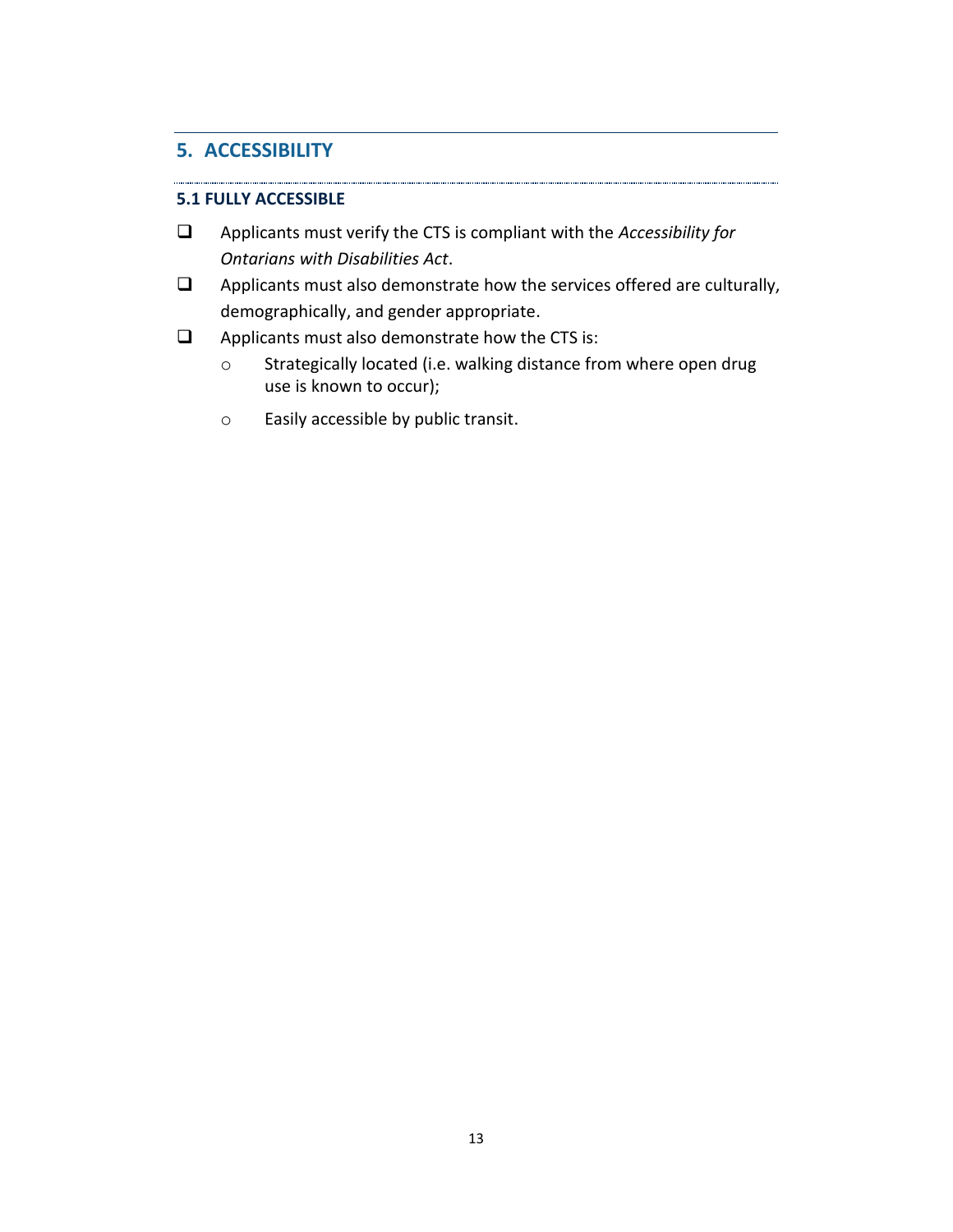## 5. ACCESSIBILITY

### 5.1 FULLY ACCESSIBLE

- [ ] Applicants must verify the CTS is compliant with the *Accessibility for Ontarians with Disabilities Act*.
- [ ] Applicants must also demonstrate how the services offered are culturally, demographically, and gender appropriate.
- [ ] Applicants must also demonstrate how the CTS is:
    - Strategically located (i.e. walking distance from where open drug use is known to occur);
    - Easily accessible by public transit.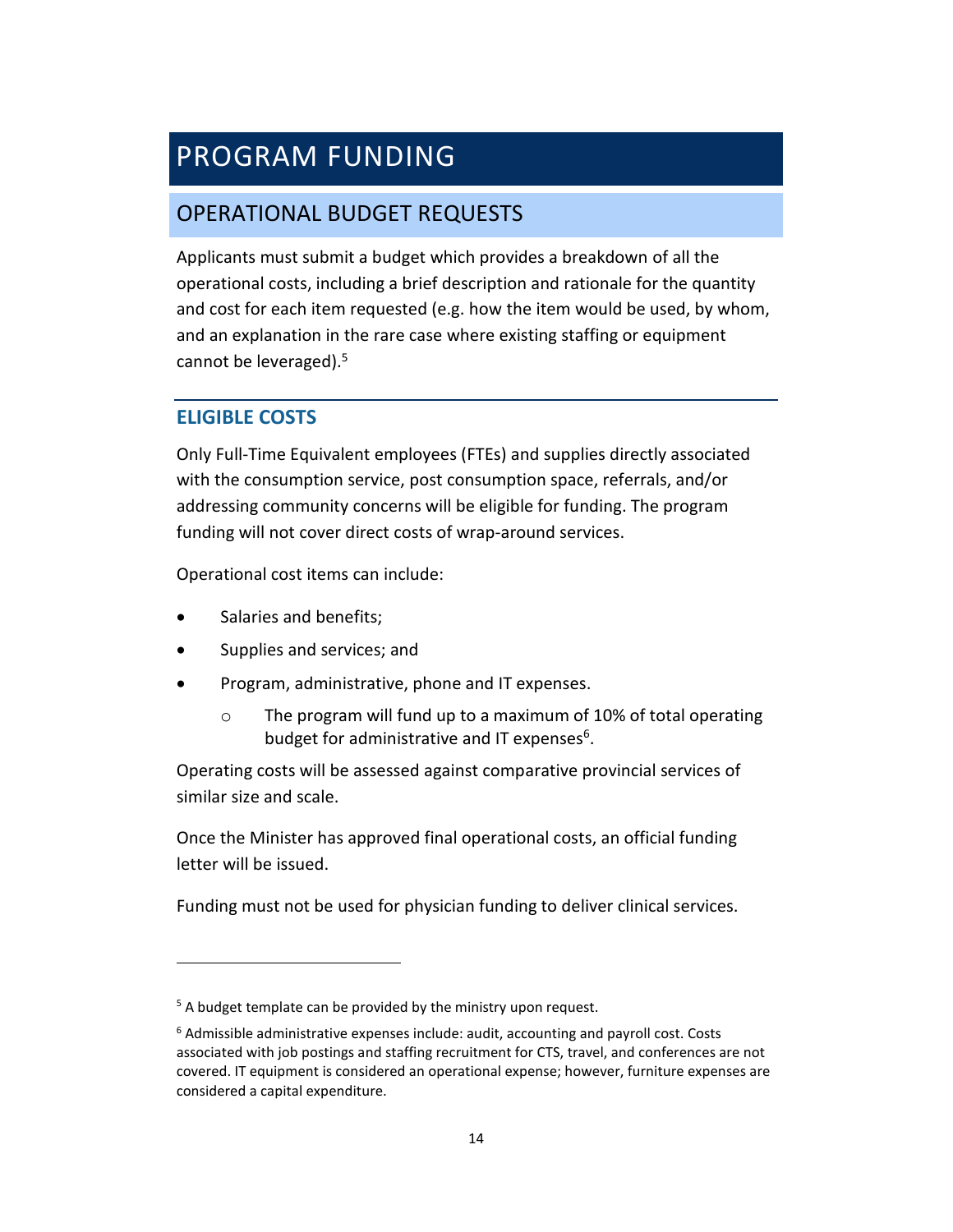# PROGRAM FUNDING

## OPERATIONAL BUDGET REQUESTS

Applicants must submit a budget which provides a breakdown of all the operational costs, including a brief description and rationale for the quantity and cost for each item requested (e.g. how the item would be used, by whom, and an explanation in the rare case where existing staffing or equipment cannot be leveraged).[5]

### ELIGIBLE COSTS

Only Full-Time Equivalent employees (FTEs) and supplies directly associated with the consumption service, post consumption space, referrals, and/or addressing community concerns will be eligible for funding. The program funding will not cover direct costs of wrap-around services.

Operational cost items can include:

- Salaries and benefits;
- Supplies and services; and
- Program, administrative, phone and IT expenses.
  - The program will fund up to a maximum of 10% of total operating budget for administrative and IT expenses[6].

Operating costs will be assessed against comparative provincial services of similar size and scale.

Once the Minister has approved final operational costs, an official funding letter will be issued.

Funding must not be used for physician funding to deliver clinical services.

---

[5] A budget template can be provided by the ministry upon request.

[6] Admissible administrative expenses include: audit, accounting and payroll cost. Costs associated with job postings and staffing recruitment for CTS, travel, and conferences are not covered. IT equipment is considered an operational expense; however, furniture expenses are considered a capital expenditure.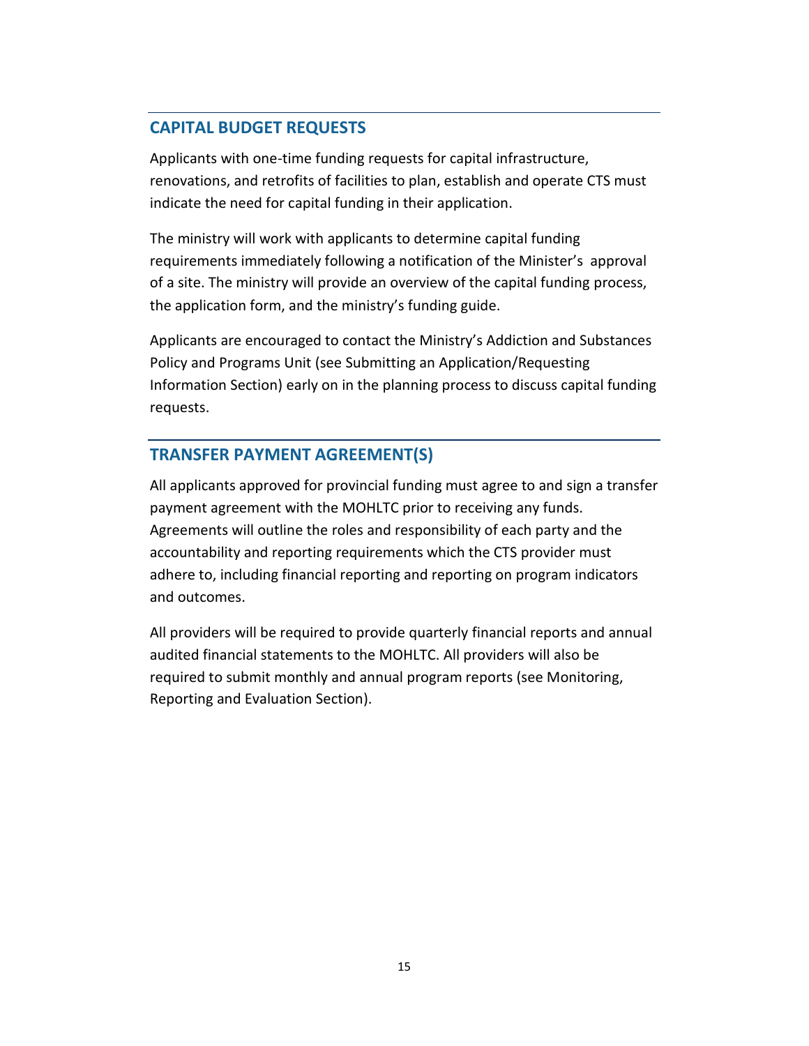## CAPITAL BUDGET REQUESTS

Applicants with one-time funding requests for capital infrastructure, renovations, and retrofits of facilities to plan, establish and operate CTS must indicate the need for capital funding in their application.

The ministry will work with applicants to determine capital funding requirements immediately following a notification of the Minister's approval of a site. The ministry will provide an overview of the capital funding process, the application form, and the ministry's funding guide.

Applicants are encouraged to contact the Ministry's Addiction and Substances Policy and Programs Unit (see Submitting an Application/Requesting Information Section) early on in the planning process to discuss capital funding requests.

## TRANSFER PAYMENT AGREEMENT(S)

All applicants approved for provincial funding must agree to and sign a transfer payment agreement with the MOHLTC prior to receiving any funds. Agreements will outline the roles and responsibility of each party and the accountability and reporting requirements which the CTS provider must adhere to, including financial reporting and reporting on program indicators and outcomes.

All providers will be required to provide quarterly financial reports and annual audited financial statements to the MOHLTC. All providers will also be required to submit monthly and annual program reports (see Monitoring, Reporting and Evaluation Section).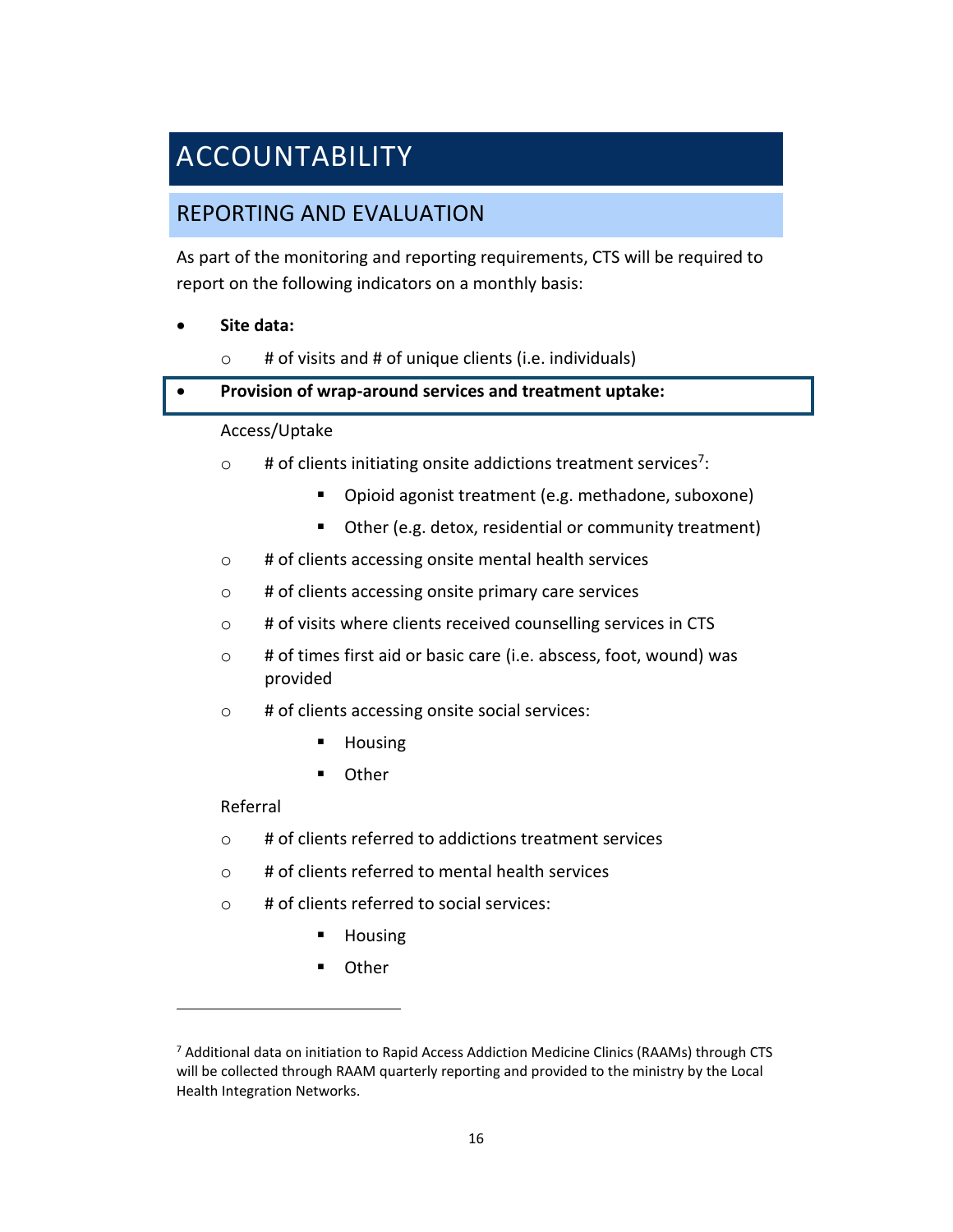# ACCOUNTABILITY

## REPORTING AND EVALUATION

As part of the monitoring and reporting requirements, CTS will be required to report on the following indicators on a monthly basis:

- **Site data:**
  - # of visits and # of unique clients (i.e. individuals)
- **Provision of wrap-around services and treatment uptake:**

  Access/Uptake

  - # of clients initiating onsite addictions treatment services[7]:
    - Opioid agonist treatment (e.g. methadone, suboxone)
    - Other (e.g. detox, residential or community treatment)
  - # of clients accessing onsite mental health services
  - # of clients accessing onsite primary care services
  - # of visits where clients received counselling services in CTS
  - # of times first aid or basic care (i.e. abscess, foot, wound) was provided
  - # of clients accessing onsite social services:
    - Housing
    - Other

  Referral

  - # of clients referred to addictions treatment services
  - # of clients referred to mental health services
  - # of clients referred to social services:
    - Housing
    - Other

---

[7] Additional data on initiation to Rapid Access Addiction Medicine Clinics (RAAMs) through CTS will be collected through RAAM quarterly reporting and provided to the ministry by the Local Health Integration Networks.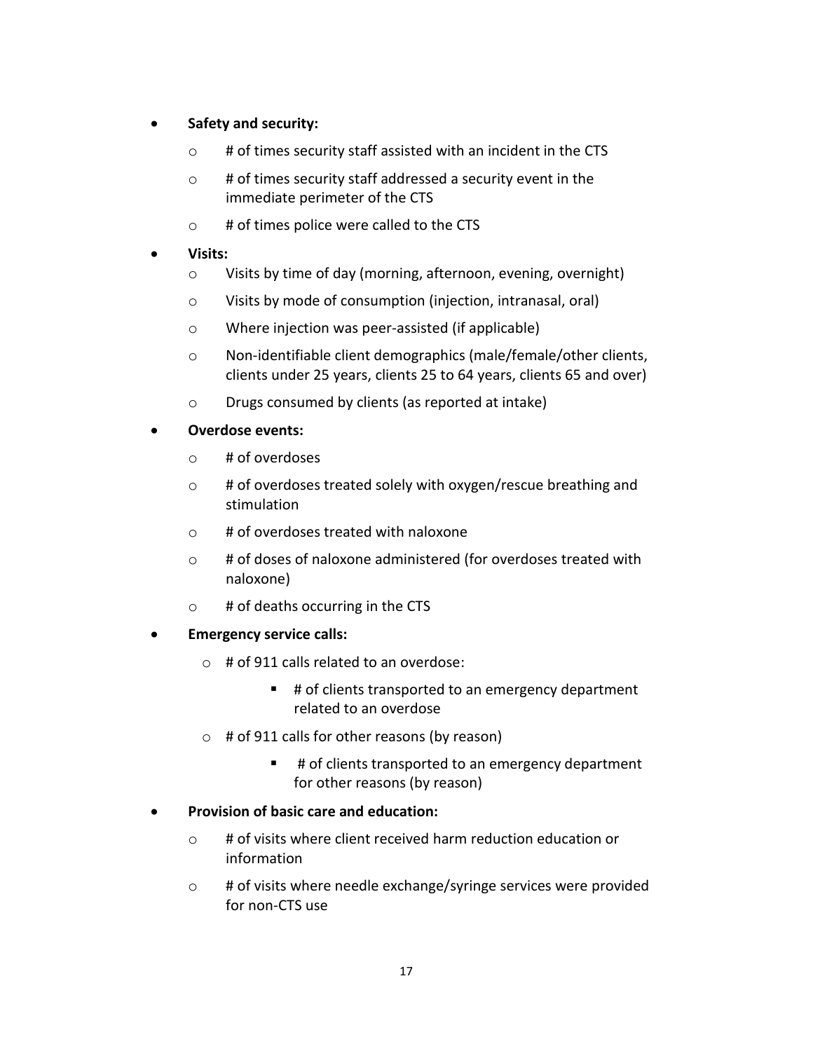- **Safety and security:**
  - # of times security staff assisted with an incident in the CTS
  - # of times security staff addressed a security event in the immediate perimeter of the CTS
  - # of times police were called to the CTS
- **Visits:**
  - Visits by time of day (morning, afternoon, evening, overnight)
  - Visits by mode of consumption (injection, intranasal, oral)
  - Where injection was peer-assisted (if applicable)
  - Non-identifiable client demographics (male/female/other clients, clients under 25 years, clients 25 to 64 years, clients 65 and over)
  - Drugs consumed by clients (as reported at intake)
- **Overdose events:**
  - # of overdoses
  - # of overdoses treated solely with oxygen/rescue breathing and stimulation
  - # of overdoses treated with naloxone
  - # of doses of naloxone administered (for overdoses treated with naloxone)
  - # of deaths occurring in the CTS
- **Emergency service calls:**
  - # of 911 calls related to an overdose:
    - # of clients transported to an emergency department related to an overdose
  - # of 911 calls for other reasons (by reason)
    - # of clients transported to an emergency department for other reasons (by reason)
- **Provision of basic care and education:**
  - # of visits where client received harm reduction education or information
  - # of visits where needle exchange/syringe services were provided for non-CTS use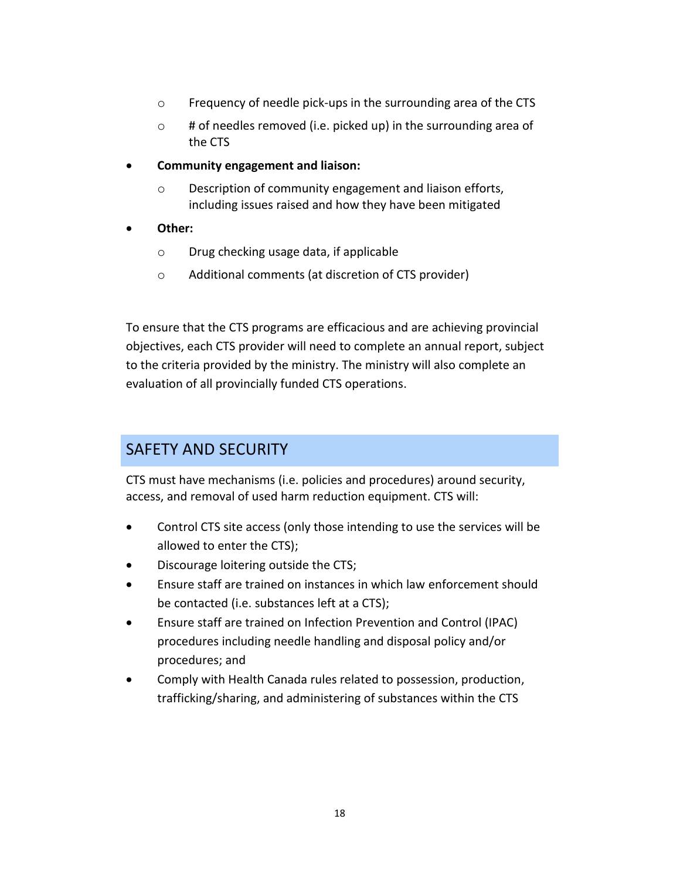- Frequency of needle pick-ups in the surrounding area of the CTS
    - # of needles removed (i.e. picked up) in the surrounding area of the CTS
- **Community engagement and liaison:**
    - Description of community engagement and liaison efforts, including issues raised and how they have been mitigated
- **Other:**
    - Drug checking usage data, if applicable
    - Additional comments (at discretion of CTS provider)

To ensure that the CTS programs are efficacious and are achieving provincial objectives, each CTS provider will need to complete an annual report, subject to the criteria provided by the ministry. The ministry will also complete an evaluation of all provincially funded CTS operations.

## SAFETY AND SECURITY

CTS must have mechanisms (i.e. policies and procedures) around security, access, and removal of used harm reduction equipment. CTS will:

- Control CTS site access (only those intending to use the services will be allowed to enter the CTS);
- Discourage loitering outside the CTS;
- Ensure staff are trained on instances in which law enforcement should be contacted (i.e. substances left at a CTS);
- Ensure staff are trained on Infection Prevention and Control (IPAC) procedures including needle handling and disposal policy and/or procedures; and
- Comply with Health Canada rules related to possession, production, trafficking/sharing, and administering of substances within the CTS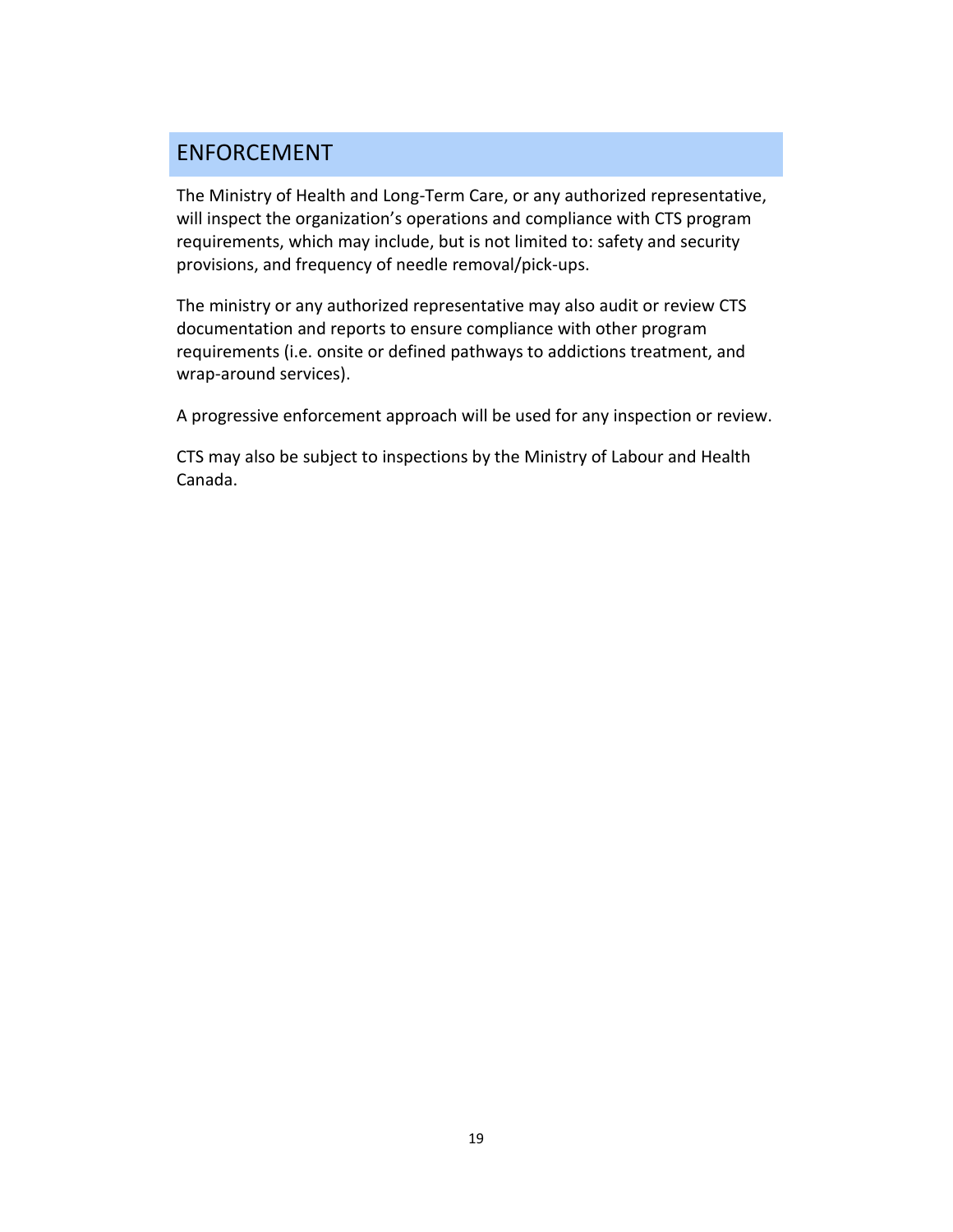## ENFORCEMENT

The Ministry of Health and Long-Term Care, or any authorized representative, will inspect the organization's operations and compliance with CTS program requirements, which may include, but is not limited to: safety and security provisions, and frequency of needle removal/pick-ups.

The ministry or any authorized representative may also audit or review CTS documentation and reports to ensure compliance with other program requirements (i.e. onsite or defined pathways to addictions treatment, and wrap-around services).

A progressive enforcement approach will be used for any inspection or review.

CTS may also be subject to inspections by the Ministry of Labour and Health Canada.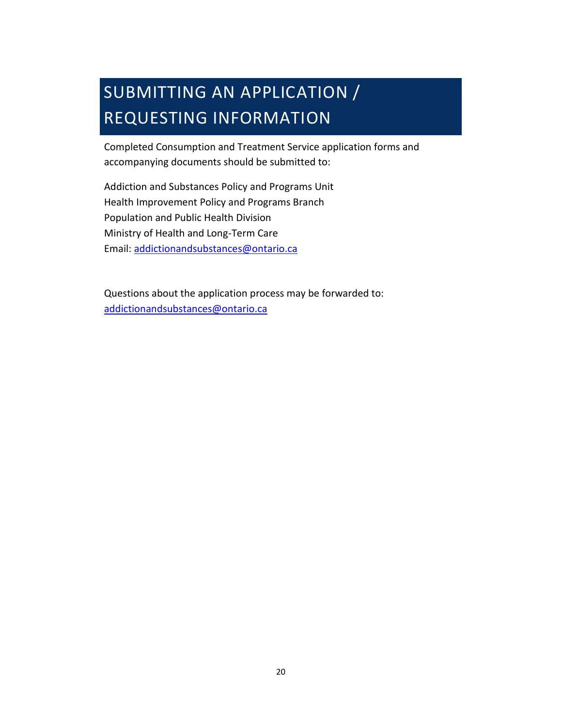# SUBMITTING AN APPLICATION / REQUESTING INFORMATION

Completed Consumption and Treatment Service application forms and accompanying documents should be submitted to:

Addiction and Substances Policy and Programs Unit
Health Improvement Policy and Programs Branch
Population and Public Health Division
Ministry of Health and Long-Term Care
Email: addictionandsubstances@ontario.ca

Questions about the application process may be forwarded to:
addictionandsubstances@ontario.ca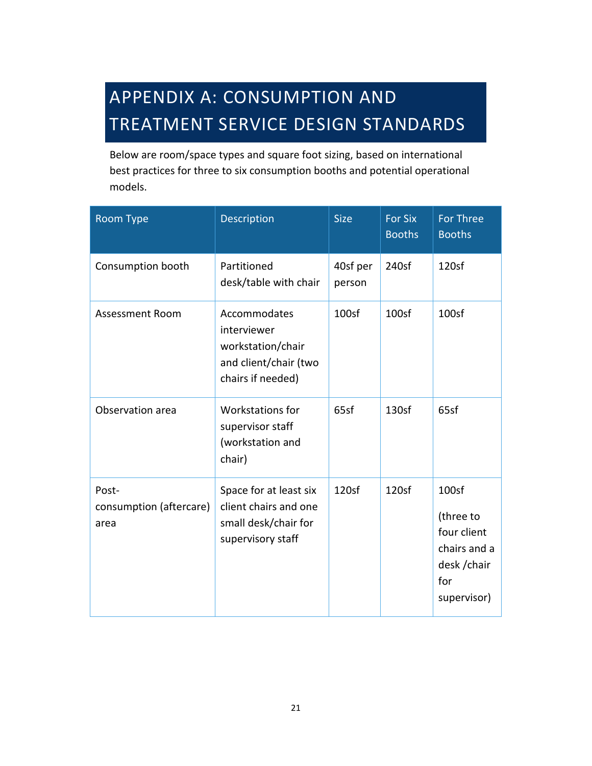# APPENDIX A: CONSUMPTION AND TREATMENT SERVICE DESIGN STANDARDS

Below are room/space types and square foot sizing, based on international best practices for three to six consumption booths and potential operational models.

| Room Type | Description | Size | For Six Booths | For Three Booths |
|---|---|---|---|---|
| Consumption booth | Partitioned desk/table with chair | 40sf per person | 240sf | 120sf |
| Assessment Room | Accommodates interviewer workstation/chair and client/chair (two chairs if needed) | 100sf | 100sf | 100sf |
| Observation area | Workstations for supervisor staff (workstation and chair) | 65sf | 130sf | 65sf |
| Post-consumption (aftercare) area | Space for at least six client chairs and one small desk/chair for supervisory staff | 120sf | 120sf | 100sf (three to four client chairs and a desk /chair for supervisor) |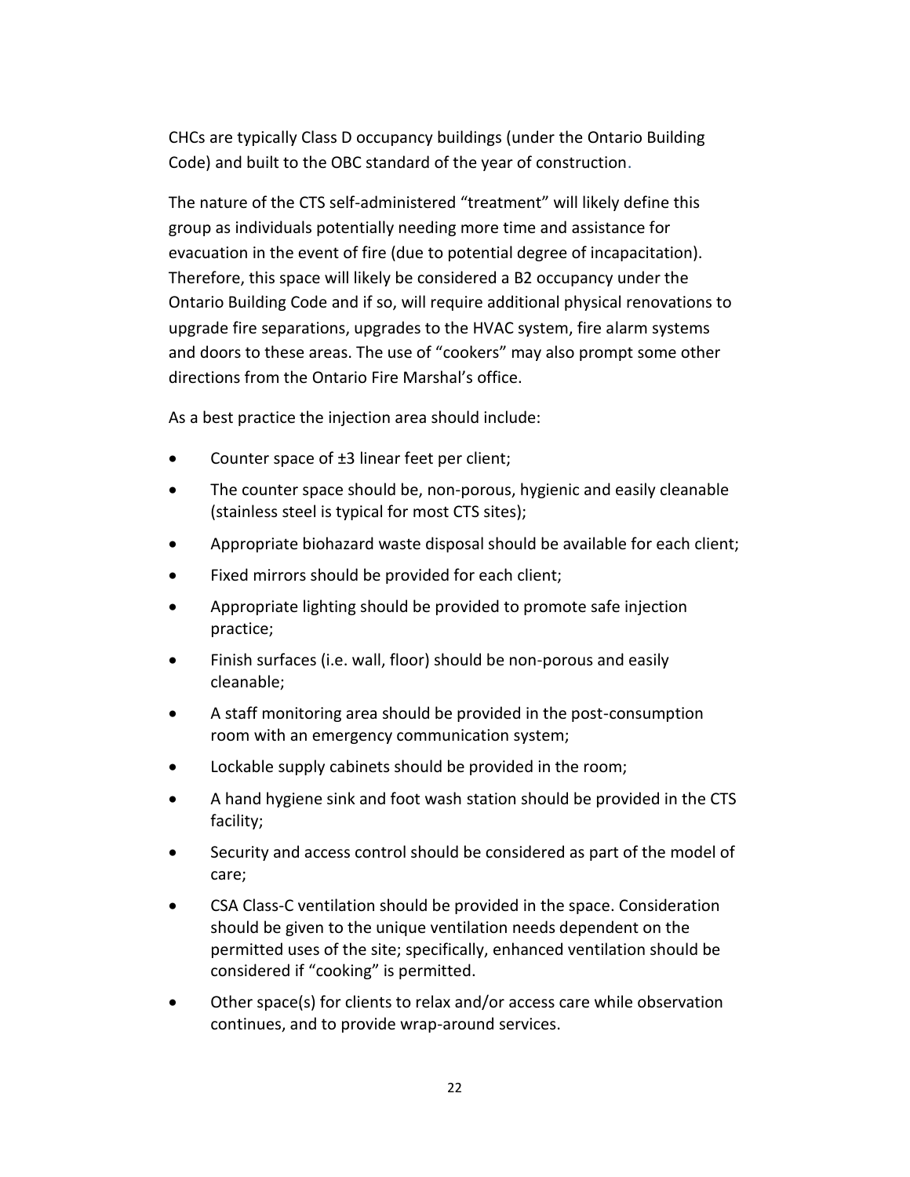CHCs are typically Class D occupancy buildings (under the Ontario Building Code) and built to the OBC standard of the year of construction.

The nature of the CTS self-administered "treatment" will likely define this group as individuals potentially needing more time and assistance for evacuation in the event of fire (due to potential degree of incapacitation). Therefore, this space will likely be considered a B2 occupancy under the Ontario Building Code and if so, will require additional physical renovations to upgrade fire separations, upgrades to the HVAC system, fire alarm systems and doors to these areas. The use of "cookers" may also prompt some other directions from the Ontario Fire Marshal's office.

As a best practice the injection area should include:

- Counter space of ±3 linear feet per client;
- The counter space should be, non-porous, hygienic and easily cleanable (stainless steel is typical for most CTS sites);
- Appropriate biohazard waste disposal should be available for each client;
- Fixed mirrors should be provided for each client;
- Appropriate lighting should be provided to promote safe injection practice;
- Finish surfaces (i.e. wall, floor) should be non-porous and easily cleanable;
- A staff monitoring area should be provided in the post-consumption room with an emergency communication system;
- Lockable supply cabinets should be provided in the room;
- A hand hygiene sink and foot wash station should be provided in the CTS facility;
- Security and access control should be considered as part of the model of care;
- CSA Class-C ventilation should be provided in the space. Consideration should be given to the unique ventilation needs dependent on the permitted uses of the site; specifically, enhanced ventilation should be considered if "cooking" is permitted.
- Other space(s) for clients to relax and/or access care while observation continues, and to provide wrap-around services.